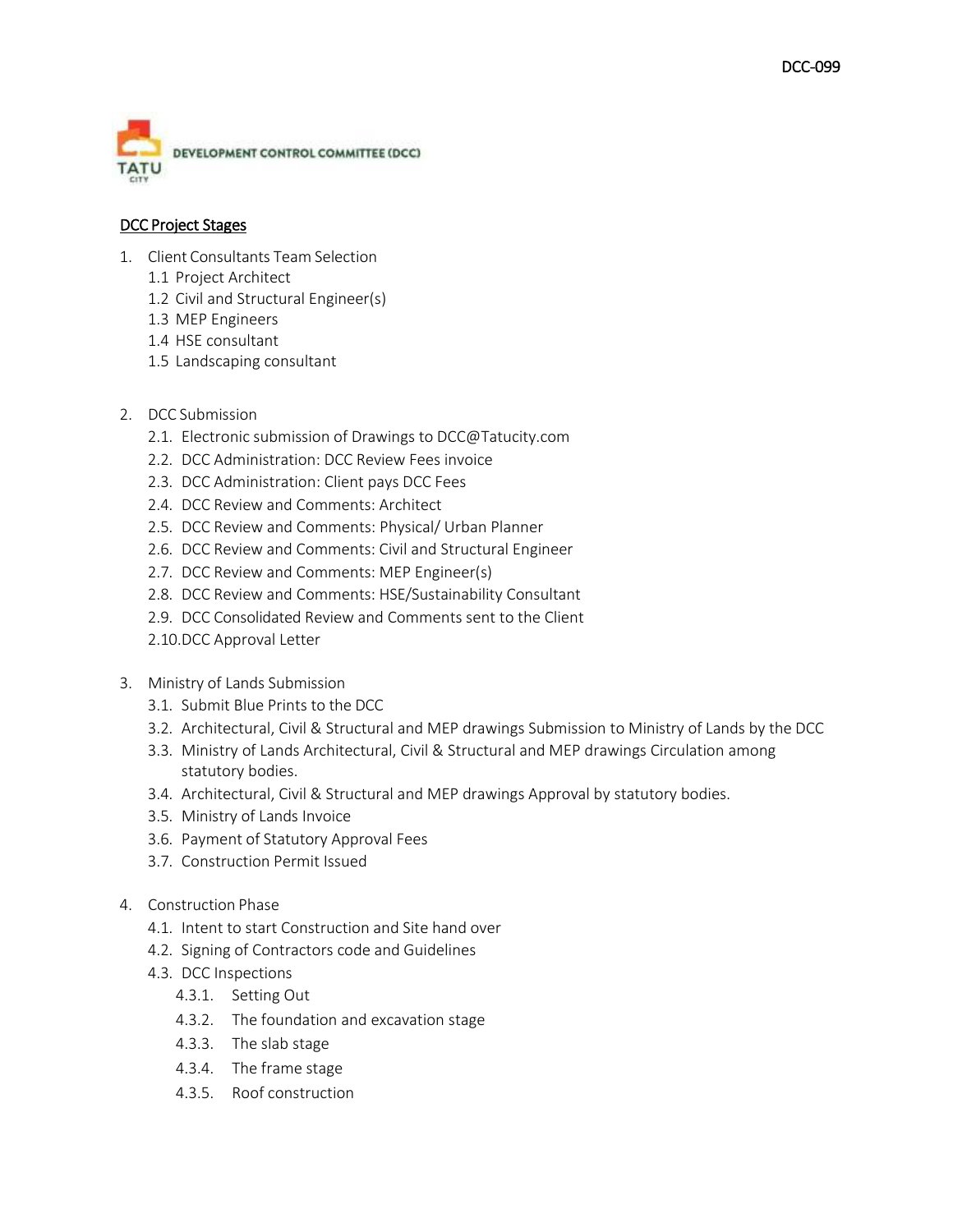DCC-099

DEVELOPMENT CONTROL COMMITTEE (DCC)

## DCC Project Stages

1. Client Consultants Team Selection
   - 1.1 Project Architect
   - 1.2 Civil and Structural Engineer(s)
   - 1.3 MEP Engineers
   - 1.4 HSE consultant
   - 1.5 Landscaping consultant

2. DCC Submission
   - 2.1. Electronic submission of Drawings to DCC@Tatucity.com
   - 2.2. DCC Administration: DCC Review Fees invoice
   - 2.3. DCC Administration: Client pays DCC Fees
   - 2.4. DCC Review and Comments: Architect
   - 2.5. DCC Review and Comments: Physical/ Urban Planner
   - 2.6. DCC Review and Comments: Civil and Structural Engineer
   - 2.7. DCC Review and Comments: MEP Engineer(s)
   - 2.8. DCC Review and Comments: HSE/Sustainability Consultant
   - 2.9. DCC Consolidated Review and Comments sent to the Client
   - 2.10. DCC Approval Letter

3. Ministry of Lands Submission
   - 3.1. Submit Blue Prints to the DCC
   - 3.2. Architectural, Civil & Structural and MEP drawings Submission to Ministry of Lands by the DCC
   - 3.3. Ministry of Lands Architectural, Civil & Structural and MEP drawings Circulation among statutory bodies.
   - 3.4. Architectural, Civil & Structural and MEP drawings Approval by statutory bodies.
   - 3.5. Ministry of Lands Invoice
   - 3.6. Payment of Statutory Approval Fees
   - 3.7. Construction Permit Issued

4. Construction Phase
   - 4.1. Intent to start Construction and Site hand over
   - 4.2. Signing of Contractors code and Guidelines
   - 4.3. DCC Inspections
     - 4.3.1. Setting Out
     - 4.3.2. The foundation and excavation stage
     - 4.3.3. The slab stage
     - 4.3.4. The frame stage
     - 4.3.5. Roof construction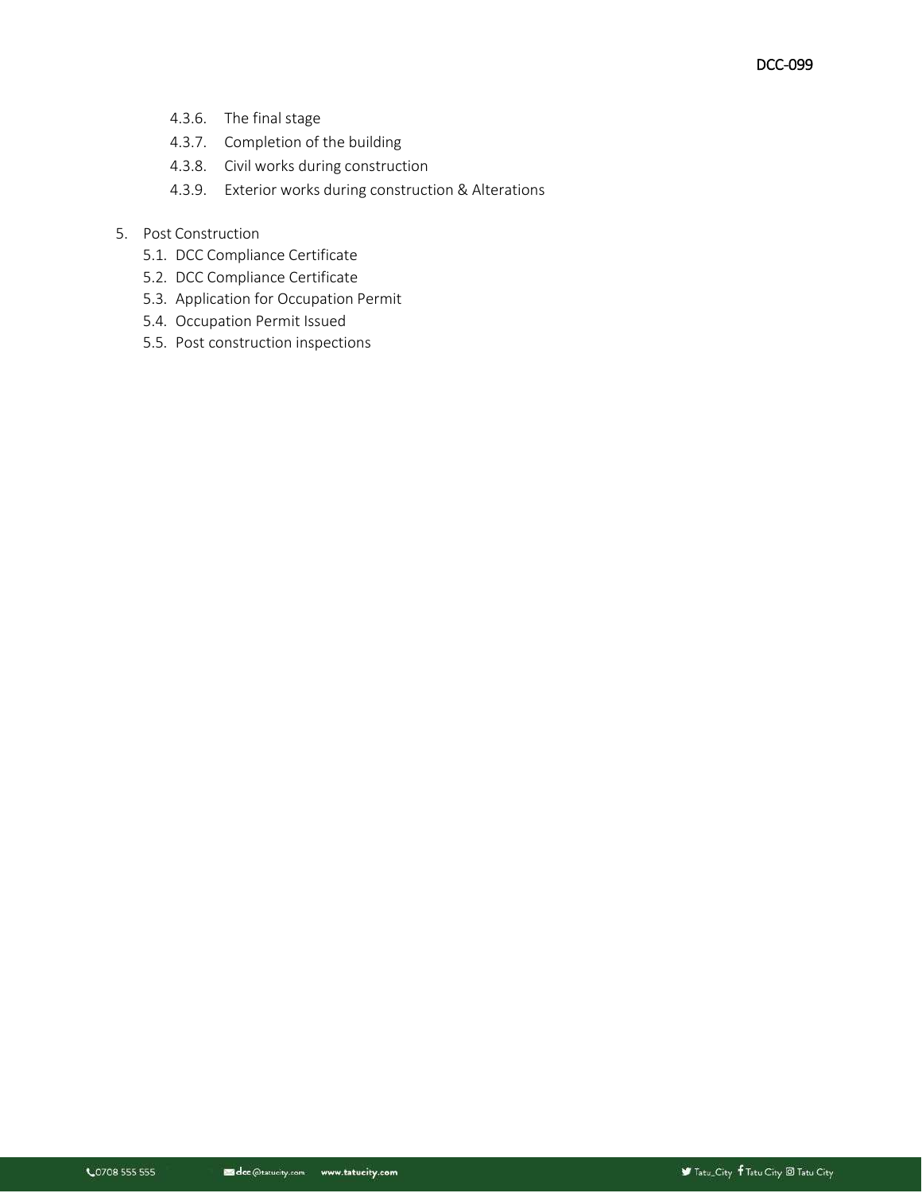- 4.3.6. The final stage
- 4.3.7. Completion of the building
- 4.3.8. Civil works during construction
- 4.3.9. Exterior works during construction & Alterations

5. Post Construction
   - 5.1. DCC Compliance Certificate
   - 5.2. DCC Compliance Certificate
   - 5.3. Application for Occupation Permit
   - 5.4. Occupation Permit Issued
   - 5.5. Post construction inspections